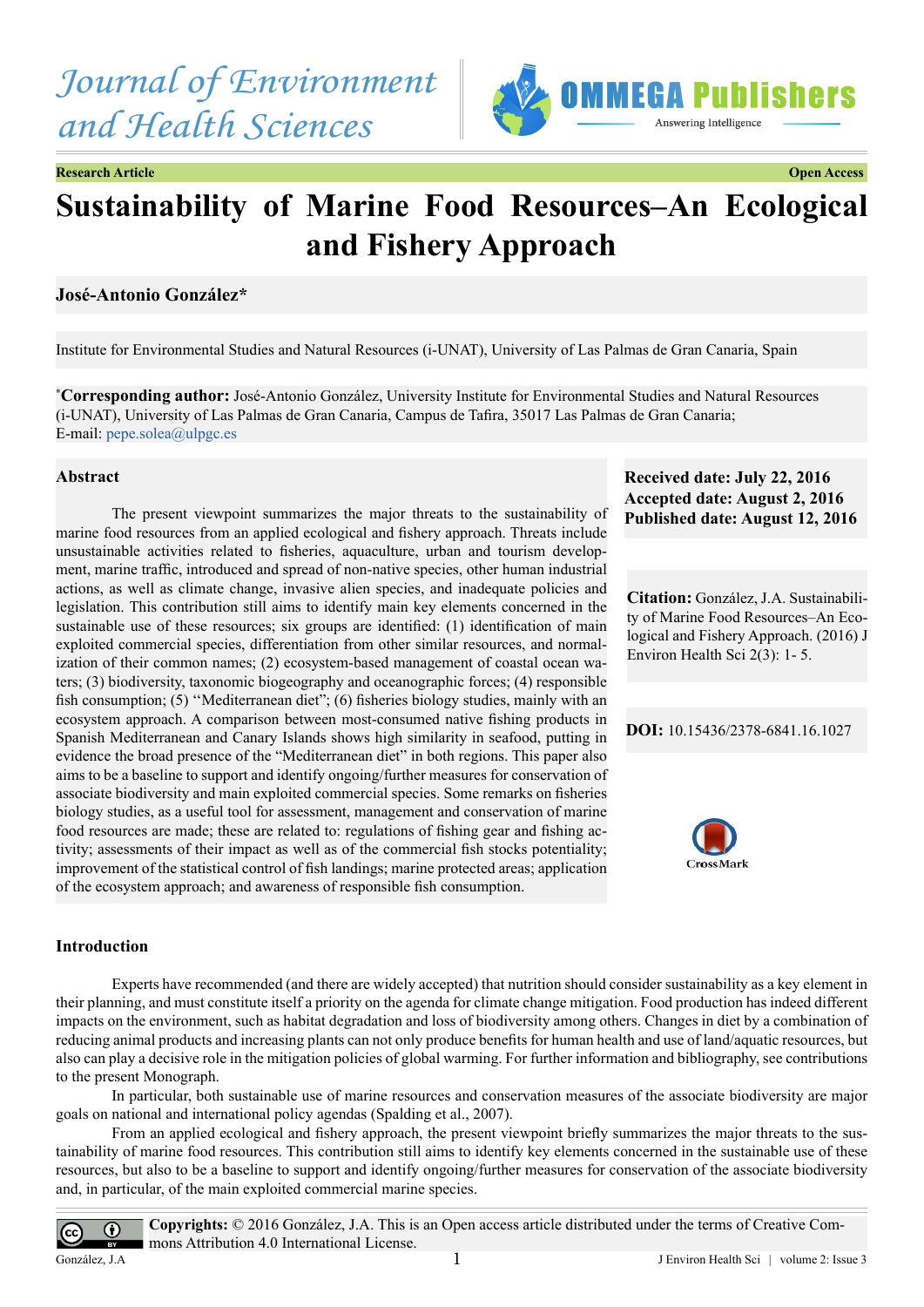Research Article | Open Access

# Sustainability of Marine Food Resources–An Ecological and Fishery Approach

**José-Antonio González***

Institute for Environmental Studies and Natural Resources (i-UNAT), University of Las Palmas de Gran Canaria, Spain

*Corresponding author: José-Antonio González, University Institute for Environmental Studies and Natural Resources (i-UNAT), University of Las Palmas de Gran Canaria, Campus de Tafira, 35017 Las Palmas de Gran Canaria; E-mail: pepe.solea@ulpgc.es

**Received date: July 22, 2016**
**Accepted date: August 2, 2016**
**Published date: August 12, 2016**

**Citation:** González, J.A. Sustainability of Marine Food Resources–An Ecological and Fishery Approach. (2016) J Environ Health Sci 2(3): 1- 5.

**DOI:** 10.15436/2378-6841.16.1027

## Abstract

The present viewpoint summarizes the major threats to the sustainability of marine food resources from an applied ecological and fishery approach. Threats include unsustainable activities related to fisheries, aquaculture, urban and tourism development, marine traffic, introduced and spread of non-native species, other human industrial actions, as well as climate change, invasive alien species, and inadequate policies and legislation. This contribution still aims to identify main key elements concerned in the sustainable use of these resources; six groups are identified: (1) identification of main exploited commercial species, differentiation from other similar resources, and normalization of their common names; (2) ecosystem-based management of coastal ocean waters; (3) biodiversity, taxonomic biogeography and oceanographic forces; (4) responsible fish consumption; (5) "Mediterranean diet"; (6) fisheries biology studies, mainly with an ecosystem approach. A comparison between most-consumed native fishing products in Spanish Mediterranean and Canary Islands shows high similarity in seafood, putting in evidence the broad presence of the "Mediterranean diet" in both regions. This paper also aims to be a baseline to support and identify ongoing/further measures for conservation of associate biodiversity and main exploited commercial species. Some remarks on fisheries biology studies, as a useful tool for assessment, management and conservation of marine food resources are made; these are related to: regulations of fishing gear and fishing activity; assessments of their impact as well as of the commercial fish stocks potentiality; improvement of the statistical control of fish landings; marine protected areas; application of the ecosystem approach; and awareness of responsible fish consumption.

## Introduction

Experts have recommended (and there are widely accepted) that nutrition should consider sustainability as a key element in their planning, and must constitute itself a priority on the agenda for climate change mitigation. Food production has indeed different impacts on the environment, such as habitat degradation and loss of biodiversity among others. Changes in diet by a combination of reducing animal products and increasing plants can not only produce benefits for human health and use of land/aquatic resources, but also can play a decisive role in the mitigation policies of global warming. For further information and bibliography, see contributions to the present Monograph.

In particular, both sustainable use of marine resources and conservation measures of the associate biodiversity are major goals on national and international policy agendas (Spalding et al., 2007).

From an applied ecological and fishery approach, the present viewpoint briefly summarizes the major threats to the sustainability of marine food resources. This contribution still aims to identify key elements concerned in the sustainable use of these resources, but also to be a baseline to support and identify ongoing/further measures for conservation of the associate biodiversity and, in particular, of the main exploited commercial marine species.

**Copyrights:** © 2016 González, J.A. This is an Open access article distributed under the terms of Creative Commons Attribution 4.0 International License.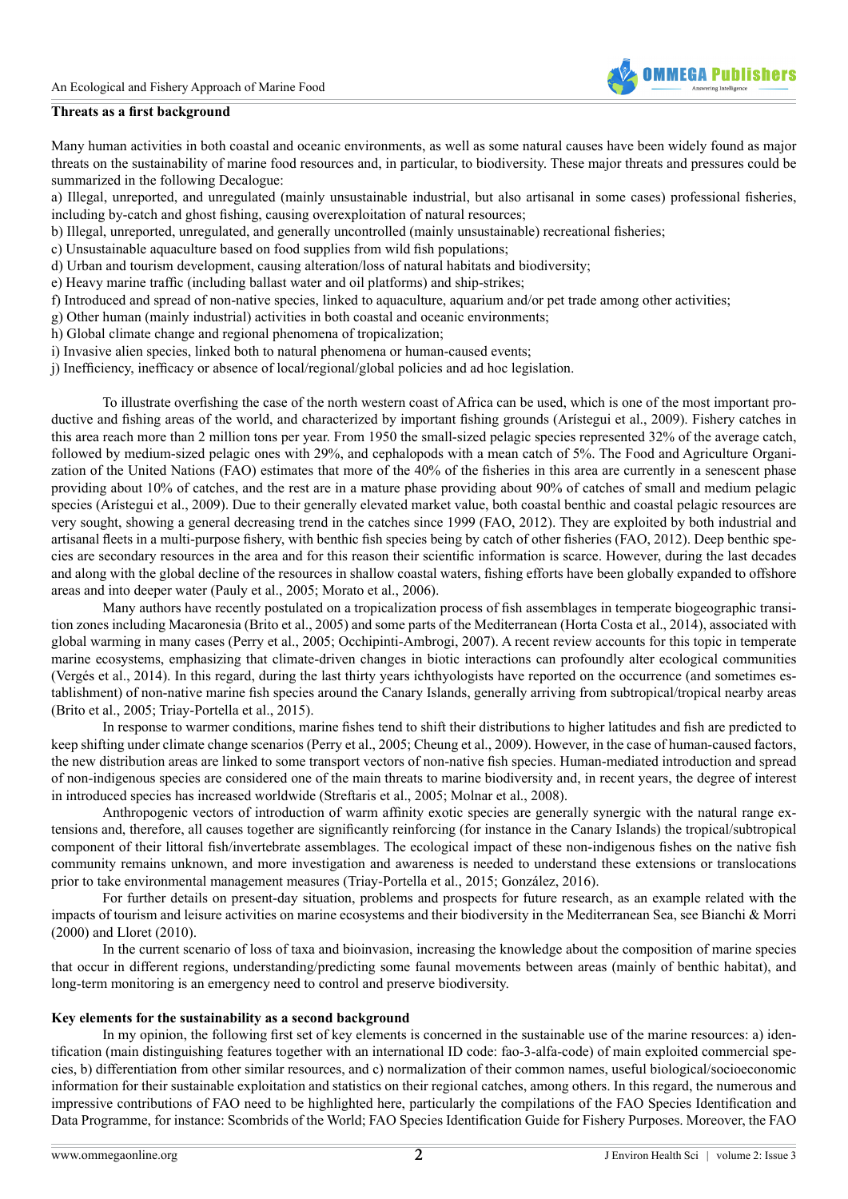**Threats as a first background**

Many human activities in both coastal and oceanic environments, as well as some natural causes have been widely found as major threats on the sustainability of marine food resources and, in particular, to biodiversity. These major threats and pressures could be summarized in the following Decalogue:

a) Illegal, unreported, and unregulated (mainly unsustainable industrial, but also artisanal in some cases) professional fisheries, including by-catch and ghost fishing, causing overexploitation of natural resources;
b) Illegal, unreported, unregulated, and generally uncontrolled (mainly unsustainable) recreational fisheries;
c) Unsustainable aquaculture based on food supplies from wild fish populations;
d) Urban and tourism development, causing alteration/loss of natural habitats and biodiversity;
e) Heavy marine traffic (including ballast water and oil platforms) and ship-strikes;
f) Introduced and spread of non-native species, linked to aquaculture, aquarium and/or pet trade among other activities;
g) Other human (mainly industrial) activities in both coastal and oceanic environments;
h) Global climate change and regional phenomena of tropicalization;
i) Invasive alien species, linked both to natural phenomena or human-caused events;
j) Inefficiency, inefficacy or absence of local/regional/global policies and ad hoc legislation.

To illustrate overfishing the case of the north western coast of Africa can be used, which is one of the most important productive and fishing areas of the world, and characterized by important fishing grounds (Arístegui et al., 2009). Fishery catches in this area reach more than 2 million tons per year. From 1950 the small-sized pelagic species represented 32% of the average catch, followed by medium-sized pelagic ones with 29%, and cephalopods with a mean catch of 5%. The Food and Agriculture Organization of the United Nations (FAO) estimates that more of the 40% of the fisheries in this area are currently in a senescent phase providing about 10% of catches, and the rest are in a mature phase providing about 90% of catches of small and medium pelagic species (Arístegui et al., 2009). Due to their generally elevated market value, both coastal benthic and coastal pelagic resources are very sought, showing a general decreasing trend in the catches since 1999 (FAO, 2012). They are exploited by both industrial and artisanal fleets in a multi-purpose fishery, with benthic fish species being by catch of other fisheries (FAO, 2012). Deep benthic species are secondary resources in the area and for this reason their scientific information is scarce. However, during the last decades and along with the global decline of the resources in shallow coastal waters, fishing efforts have been globally expanded to offshore areas and into deeper water (Pauly et al., 2005; Morato et al., 2006).

Many authors have recently postulated on a tropicalization process of fish assemblages in temperate biogeographic transition zones including Macaronesia (Brito et al., 2005) and some parts of the Mediterranean (Horta Costa et al., 2014), associated with global warming in many cases (Perry et al., 2005; Occhipinti-Ambrogi, 2007). A recent review accounts for this topic in temperate marine ecosystems, emphasizing that climate-driven changes in biotic interactions can profoundly alter ecological communities (Vergés et al., 2014). In this regard, during the last thirty years ichthyologists have reported on the occurrence (and sometimes establishment) of non-native marine fish species around the Canary Islands, generally arriving from subtropical/tropical nearby areas (Brito et al., 2005; Triay-Portella et al., 2015).

In response to warmer conditions, marine fishes tend to shift their distributions to higher latitudes and fish are predicted to keep shifting under climate change scenarios (Perry et al., 2005; Cheung et al., 2009). However, in the case of human-caused factors, the new distribution areas are linked to some transport vectors of non-native fish species. Human-mediated introduction and spread of non-indigenous species are considered one of the main threats to marine biodiversity and, in recent years, the degree of interest in introduced species has increased worldwide (Streftaris et al., 2005; Molnar et al., 2008).

Anthropogenic vectors of introduction of warm affinity exotic species are generally synergic with the natural range extensions and, therefore, all causes together are significantly reinforcing (for instance in the Canary Islands) the tropical/subtropical component of their littoral fish/invertebrate assemblages. The ecological impact of these non-indigenous fishes on the native fish community remains unknown, and more investigation and awareness is needed to understand these extensions or translocations prior to take environmental management measures (Triay-Portella et al., 2015; González, 2016).

For further details on present-day situation, problems and prospects for future research, as an example related with the impacts of tourism and leisure activities on marine ecosystems and their biodiversity in the Mediterranean Sea, see Bianchi & Morri (2000) and Lloret (2010).

In the current scenario of loss of taxa and bioinvasion, increasing the knowledge about the composition of marine species that occur in different regions, understanding/predicting some faunal movements between areas (mainly of benthic habitat), and long-term monitoring is an emergency need to control and preserve biodiversity.

**Key elements for the sustainability as a second background**

In my opinion, the following first set of key elements is concerned in the sustainable use of the marine resources: a) identification (main distinguishing features together with an international ID code: fao-3-alfa-code) of main exploited commercial species, b) differentiation from other similar resources, and c) normalization of their common names, useful biological/socioeconomic information for their sustainable exploitation and statistics on their regional catches, among others. In this regard, the numerous and impressive contributions of FAO need to be highlighted here, particularly the compilations of the FAO Species Identification and Data Programme, for instance: Scombrids of the World; FAO Species Identification Guide for Fishery Purposes. Moreover, the FAO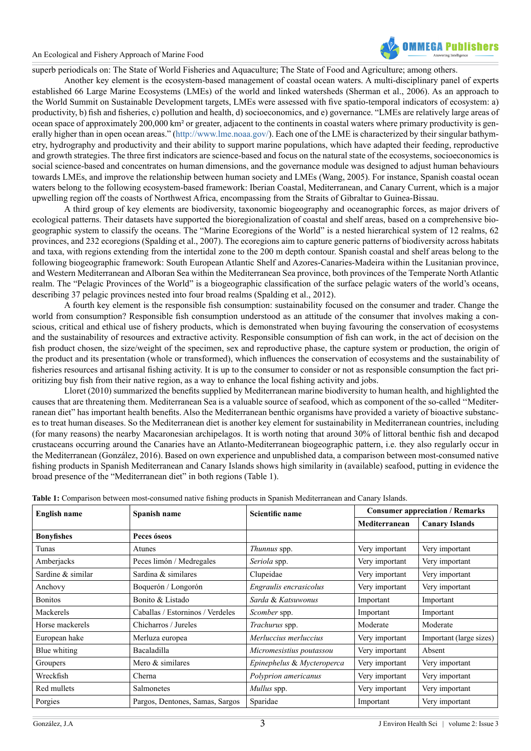superb periodicals on: The State of World Fisheries and Aquaculture; The State of Food and Agriculture; among others.

Another key element is the ecosystem-based management of coastal ocean waters. A multi-disciplinary panel of experts established 66 Large Marine Ecosystems (LMEs) of the world and linked watersheds (Sherman et al., 2006). As an approach to the World Summit on Sustainable Development targets, LMEs were assessed with five spatio-temporal indicators of ecosystem: a) productivity, b) fish and fisheries, c) pollution and health, d) socioeconomics, and e) governance. "LMEs are relatively large areas of ocean space of approximately 200,000 km² or greater, adjacent to the continents in coastal waters where primary productivity is generally higher than in open ocean areas." (http://www.lme.noaa.gov/). Each one of the LME is characterized by their singular bathymetry, hydrography and productivity and their ability to support marine populations, which have adapted their feeding, reproductive and growth strategies. The three first indicators are science-based and focus on the natural state of the ecosystems, socioeconomics is social science-based and concentrates on human dimensions, and the governance module was designed to adjust human behaviours towards LMEs, and improve the relationship between human society and LMEs (Wang, 2005). For instance, Spanish coastal ocean waters belong to the following ecosystem-based framework: Iberian Coastal, Mediterranean, and Canary Current, which is a major upwelling region off the coasts of Northwest Africa, encompassing from the Straits of Gibraltar to Guinea-Bissau.

A third group of key elements are biodiversity, taxonomic biogeography and oceanographic forces, as major drivers of ecological patterns. Their datasets have supported the bioregionalization of coastal and shelf areas, based on a comprehensive biogeographic system to classify the oceans. The "Marine Ecoregions of the World" is a nested hierarchical system of 12 realms, 62 provinces, and 232 ecoregions (Spalding et al., 2007). The ecoregions aim to capture generic patterns of biodiversity across habitats and taxa, with regions extending from the intertidal zone to the 200 m depth contour. Spanish coastal and shelf areas belong to the following biogeographic framework: South European Atlantic Shelf and Azores-Canaries-Madeira within the Lusitanian province, and Western Mediterranean and Alboran Sea within the Mediterranean Sea province, both provinces of the Temperate North Atlantic realm. The "Pelagic Provinces of the World" is a biogeographic classification of the surface pelagic waters of the world's oceans, describing 37 pelagic provinces nested into four broad realms (Spalding et al., 2012).

A fourth key element is the responsible fish consumption: sustainability focused on the consumer and trader. Change the world from consumption? Responsible fish consumption understood as an attitude of the consumer that involves making a conscious, critical and ethical use of fishery products, which is demonstrated when buying favouring the conservation of ecosystems and the sustainability of resources and extractive activity. Responsible consumption of fish can work, in the act of decision on the fish product chosen, the size/weight of the specimen, sex and reproductive phase, the capture system or production, the origin of the product and its presentation (whole or transformed), which influences the conservation of ecosystems and the sustainability of fisheries resources and artisanal fishing activity. It is up to the consumer to consider or not as responsible consumption the fact prioritizing buy fish from their native region, as a way to enhance the local fishing activity and jobs.

Lloret (2010) summarized the benefits supplied by Mediterranean marine biodiversity to human health, and highlighted the causes that are threatening them. Mediterranean Sea is a valuable source of seafood, which as component of the so-called ''Mediterranean diet" has important health benefits. Also the Mediterranean benthic organisms have provided a variety of bioactive substances to treat human diseases. So the Mediterranean diet is another key element for sustainability in Mediterranean countries, including (for many reasons) the nearby Macaronesian archipelagos. It is worth noting that around 30% of littoral benthic fish and decapod crustaceans occurring around the Canaries have an Atlanto-Mediterranean biogeographic pattern, i.e. they also regularly occur in the Mediterranean (González, 2016). Based on own experience and unpublished data, a comparison between most-consumed native fishing products in Spanish Mediterranean and Canary Islands shows high similarity in (available) seafood, putting in evidence the broad presence of the "Mediterranean diet" in both regions (Table 1).

**Table 1:** Comparison between most-consumed native fishing products in Spanish Mediterranean and Canary Islands.

| English name | Spanish name | Scientific name | Consumer appreciation / Remarks | |
|---|---|---|---|---|
| | | | **Mediterranean** | **Canary Islands** |
| **Bonyfishes** | **Peces óseos** | | | |
| Tunas | Atunes | *Thunnus* spp. | Very important | Very important |
| Amberjacks | Peces limón / Medregales | *Seriola* spp. | Very important | Very important |
| Sardine & similar | Sardina & similares | Clupeidae | Very important | Very important |
| Anchovy | Boquerón / Longorón | *Engraulis encrasicolus* | Very important | Very important |
| Bonitos | Bonito & Listado | *Sarda* & *Katsuwonus* | Important | Important |
| Mackerels | Caballas / Estorninos / Verdeles | *Scomber* spp. | Important | Important |
| Horse mackerels | Chicharros / Jureles | *Trachurus* spp. | Moderate | Moderate |
| European hake | Merluza europea | *Merluccius merluccius* | Very important | Important (large sizes) |
| Blue whiting | Bacaladilla | *Micromesistius poutassou* | Very important | Absent |
| Groupers | Mero & similares | *Epinephelus* & *Mycteroperca* | Very important | Very important |
| Wreckfish | Cherna | *Polyprion americanus* | Very important | Very important |
| Red mullets | Salmonetes | *Mullus* spp. | Very important | Very important |
| Porgies | Pargos, Dentones, Samas, Sargos | Sparidae | Important | Very important |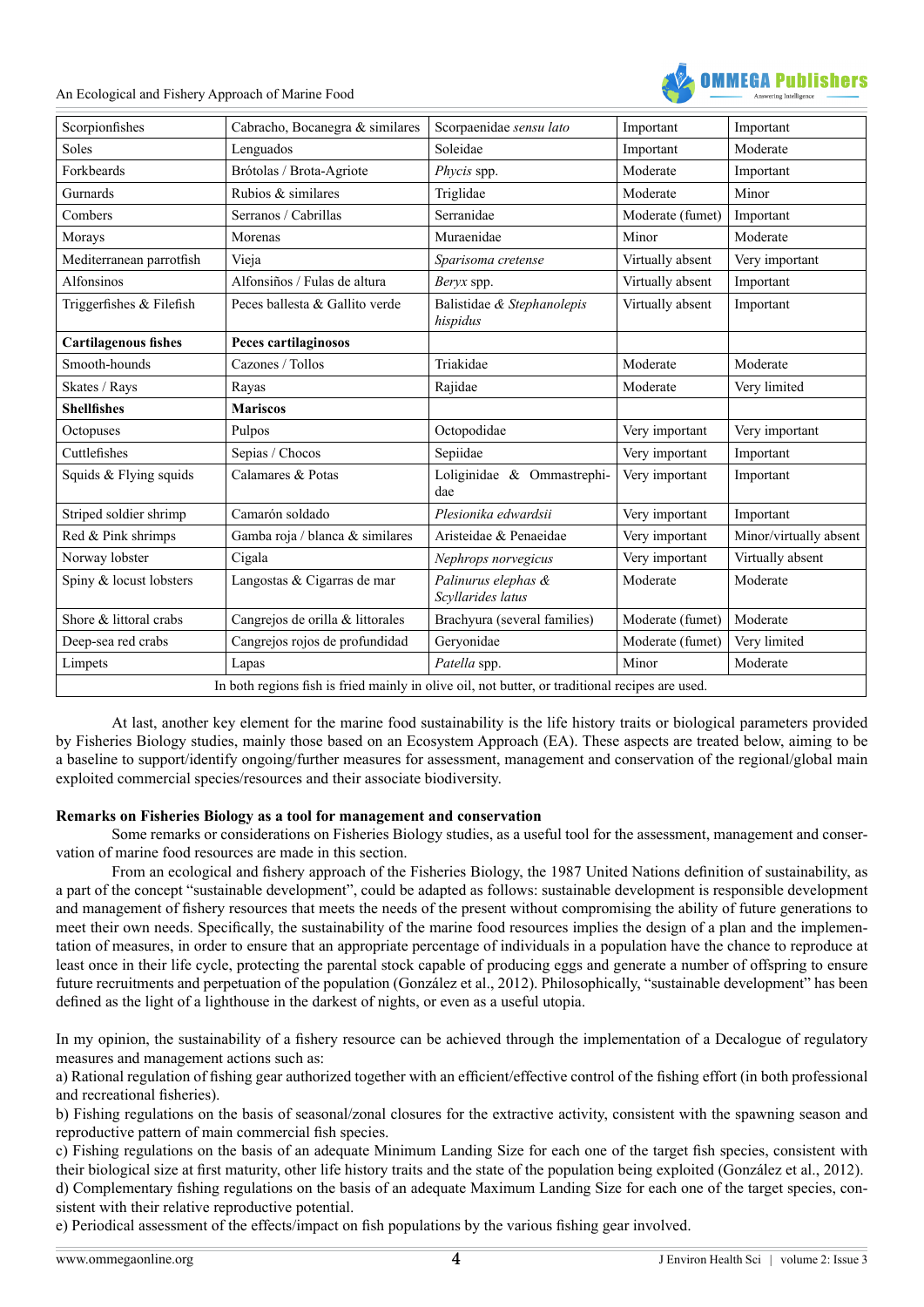| Scorpionfishes | Cabracho, Bocanegra & similares | Scorpaenidae *sensu lato* | Important | Important |
|---|---|---|---|---|
| Soles | Lenguados | Soleidae | Important | Moderate |
| Forkbeards | Brótolas / Brota-Agriote | *Phycis* spp. | Moderate | Important |
| Gurnards | Rubios & similares | Triglidae | Moderate | Minor |
| Combers | Serranos / Cabrillas | Serranidae | Moderate (fumet) | Important |
| Morays | Morenas | Muraenidae | Minor | Moderate |
| Mediterranean parrotfish | Vieja | *Sparisoma cretense* | Virtually absent | Very important |
| Alfonsinos | Alfonsiños / Fulas de altura | *Beryx* spp. | Virtually absent | Important |
| Triggerfishes & Filefish | Peces ballesta & Gallito verde | Balistidae & *Stephanolepis hispidus* | Virtually absent | Important |
| **Cartilagenous fishes** | **Peces cartilaginosos** | | | |
| Smooth-hounds | Cazones / Tollos | Triakidae | Moderate | Moderate |
| Skates / Rays | Rayas | Rajidae | Moderate | Very limited |
| **Shellfishes** | **Mariscos** | | | |
| Octopuses | Pulpos | Octopodidae | Very important | Very important |
| Cuttlefishes | Sepias / Chocos | Sepiidae | Very important | Important |
| Squids & Flying squids | Calamares & Potas | Loliginidae & Ommastrephidae | Very important | Important |
| Striped soldier shrimp | Camarón soldado | *Plesionika edwardsii* | Very important | Important |
| Red & Pink shrimps | Gamba roja / blanca & similares | Aristeidae & Penaeidae | Very important | Minor/virtually absent |
| Norway lobster | Cigala | *Nephrops norvegicus* | Very important | Virtually absent |
| Spiny & locust lobsters | Langostas & Cigarras de mar | *Palinurus elephas* & *Scyllarides latus* | Moderate | Moderate |
| Shore & littoral crabs | Cangrejos de orilla & littorales | Brachyura (several families) | Moderate (fumet) | Moderate |
| Deep-sea red crabs | Cangrejos rojos de profundidad | Geryonidae | Moderate (fumet) | Very limited |
| Limpets | Lapas | *Patella* spp. | Minor | Moderate |
| In both regions fish is fried mainly in olive oil, not butter, or traditional recipes are used. | | | | |

At last, another key element for the marine food sustainability is the life history traits or biological parameters provided by Fisheries Biology studies, mainly those based on an Ecosystem Approach (EA). These aspects are treated below, aiming to be a baseline to support/identify ongoing/further measures for assessment, management and conservation of the regional/global main exploited commercial species/resources and their associate biodiversity.

**Remarks on Fisheries Biology as a tool for management and conservation**

Some remarks or considerations on Fisheries Biology studies, as a useful tool for the assessment, management and conservation of marine food resources are made in this section.

From an ecological and fishery approach of the Fisheries Biology, the 1987 United Nations definition of sustainability, as a part of the concept "sustainable development", could be adapted as follows: sustainable development is responsible development and management of fishery resources that meets the needs of the present without compromising the ability of future generations to meet their own needs. Specifically, the sustainability of the marine food resources implies the design of a plan and the implementation of measures, in order to ensure that an appropriate percentage of individuals in a population have the chance to reproduce at least once in their life cycle, protecting the parental stock capable of producing eggs and generate a number of offspring to ensure future recruitments and perpetuation of the population (González et al., 2012). Philosophically, "sustainable development" has been defined as the light of a lighthouse in the darkest of nights, or even as a useful utopia.

In my opinion, the sustainability of a fishery resource can be achieved through the implementation of a Decalogue of regulatory measures and management actions such as:

a) Rational regulation of fishing gear authorized together with an efficient/effective control of the fishing effort (in both professional and recreational fisheries).

b) Fishing regulations on the basis of seasonal/zonal closures for the extractive activity, consistent with the spawning season and reproductive pattern of main commercial fish species.

c) Fishing regulations on the basis of an adequate Minimum Landing Size for each one of the target fish species, consistent with their biological size at first maturity, other life history traits and the state of the population being exploited (González et al., 2012).

d) Complementary fishing regulations on the basis of an adequate Maximum Landing Size for each one of the target species, consistent with their relative reproductive potential.

e) Periodical assessment of the effects/impact on fish populations by the various fishing gear involved.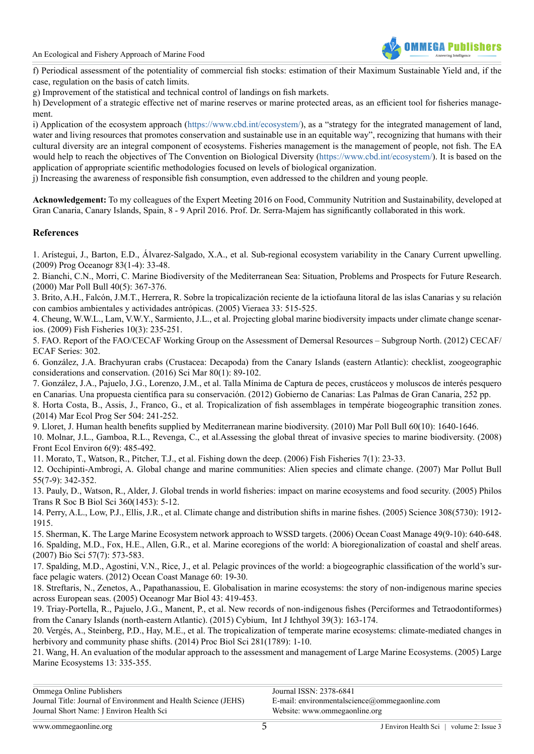f) Periodical assessment of the potentiality of commercial fish stocks: estimation of their Maximum Sustainable Yield and, if the case, regulation on the basis of catch limits.

g) Improvement of the statistical and technical control of landings on fish markets.

h) Development of a strategic effective net of marine reserves or marine protected areas, as an efficient tool for fisheries management.

i) Application of the ecosystem approach (https://www.cbd.int/ecosystem/), as a "strategy for the integrated management of land, water and living resources that promotes conservation and sustainable use in an equitable way", recognizing that humans with their cultural diversity are an integral component of ecosystems. Fisheries management is the management of people, not fish. The EA would help to reach the objectives of The Convention on Biological Diversity (https://www.cbd.int/ecosystem/). It is based on the application of appropriate scientific methodologies focused on levels of biological organization.

j) Increasing the awareness of responsible fish consumption, even addressed to the children and young people.

**Acknowledgement:** To my colleagues of the Expert Meeting 2016 on Food, Community Nutrition and Sustainability, developed at Gran Canaria, Canary Islands, Spain, 8 - 9 April 2016. Prof. Dr. Serra-Majem has significantly collaborated in this work.

## References

1. Arístegui, J., Barton, E.D., Álvarez-Salgado, X.A., et al. Sub-regional ecosystem variability in the Canary Current upwelling. (2009) Prog Oceanogr 83(1-4): 33-48.
2. Bianchi, C.N., Morri, C. Marine Biodiversity of the Mediterranean Sea: Situation, Problems and Prospects for Future Research. (2000) Mar Poll Bull 40(5): 367-376.
3. Brito, A.H., Falcón, J.M.T., Herrera, R. Sobre la tropicalización reciente de la ictiofauna litoral de las islas Canarias y su relación con cambios ambientales y actividades antrópicas. (2005) Vieraea 33: 515-525.
4. Cheung, W.W.L., Lam, V.W.Y., Sarmiento, J.L., et al. Projecting global marine biodiversity impacts under climate change scenarios. (2009) Fish Fisheries 10(3): 235-251.
5. FAO. Report of the FAO/CECAF Working Group on the Assessment of Demersal Resources – Subgroup North. (2012) CECAF/ECAF Series: 302.
6. González, J.A. Brachyuran crabs (Crustacea: Decapoda) from the Canary Islands (eastern Atlantic): checklist, zoogeographic considerations and conservation. (2016) Sci Mar 80(1): 89-102.
7. González, J.A., Pajuelo, J.G., Lorenzo, J.M., et al. Talla Mínima de Captura de peces, crustáceos y moluscos de interés pesquero en Canarias. Una propuesta científica para su conservación. (2012) Gobierno de Canarias: Las Palmas de Gran Canaria, 252 pp.
8. Horta Costa, B., Assis, J., Franco, G., et al. Tropicalization of fish assemblages in températe biogeographic transition zones. (2014) Mar Ecol Prog Ser 504: 241-252.
9. Lloret, J. Human health benefits supplied by Mediterranean marine biodiversity. (2010) Mar Poll Bull 60(10): 1640-1646.
10. Molnar, J.L., Gamboa, R.L., Revenga, C., et al.Assessing the global threat of invasive species to marine biodiversity. (2008) Front Ecol Environ 6(9): 485-492.
11. Morato, T., Watson, R., Pitcher, T.J., et al. Fishing down the deep. (2006) Fish Fisheries 7(1): 23-33.
12. Occhipinti-Ambrogi, A. Global change and marine communities: Alien species and climate change. (2007) Mar Pollut Bull 55(7-9): 342-352.
13. Pauly, D., Watson, R., Alder, J. Global trends in world fisheries: impact on marine ecosystems and food security. (2005) Philos Trans R Soc B Biol Sci 360(1453): 5-12.
14. Perry, A.L., Low, P.J., Ellis, J.R., et al. Climate change and distribution shifts in marine fishes. (2005) Science 308(5730): 1912-1915.
15. Sherman, K. The Large Marine Ecosystem network approach to WSSD targets. (2006) Ocean Coast Manage 49(9-10): 640-648.
16. Spalding, M.D., Fox, H.E., Allen, G.R., et al. Marine ecoregions of the world: A bioregionalization of coastal and shelf areas. (2007) Bio Sci 57(7): 573-583.
17. Spalding, M.D., Agostini, V.N., Rice, J., et al. Pelagic provinces of the world: a biogeographic classification of the world's surface pelagic waters. (2012) Ocean Coast Manage 60: 19-30.
18. Streftaris, N., Zenetos, A., Papathanassiou, E. Globalisation in marine ecosystems: the story of non-indigenous marine species across European seas. (2005) Oceanogr Mar Biol 43: 419-453.
19. Triay-Portella, R., Pajuelo, J.G., Manent, P., et al. New records of non-indigenous fishes (Perciformes and Tetraodontiformes) from the Canary Islands (north-eastern Atlantic). (2015) Cybium, Int J Ichthyol 39(3): 163-174.
20. Vergés, A., Steinberg, P.D., Hay, M.E., et al. The tropicalization of temperate marine ecosystems: climate-mediated changes in herbivory and community phase shifts. (2014) Proc Biol Sci 281(1789): 1-10.
21. Wang, H. An evaluation of the modular approach to the assessment and management of Large Marine Ecosystems. (2005) Large Marine Ecosystems 13: 335-355.